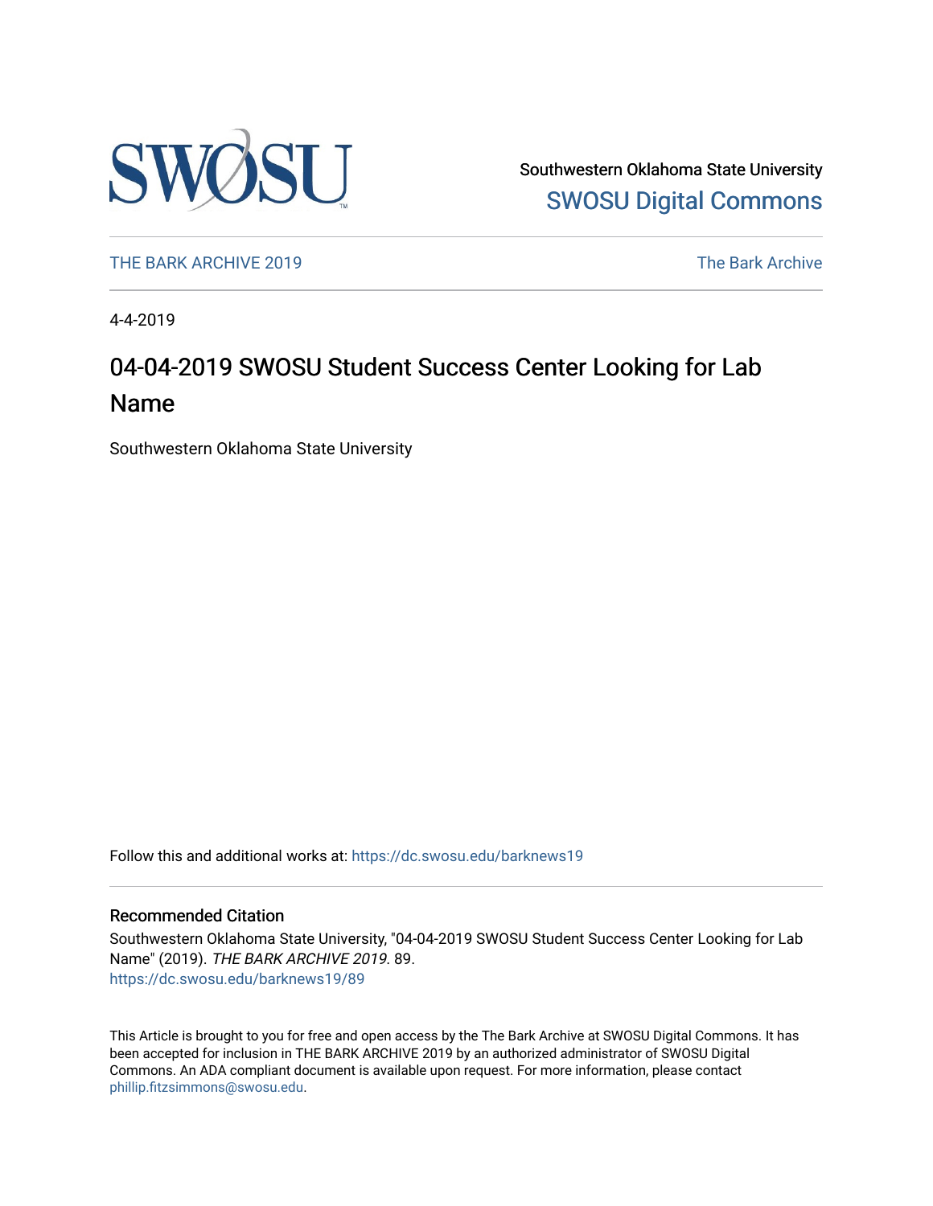Southwestern Oklahoma State University

SWOSU Digital Commons

THE BARK ARCHIVE 2019

The Bark Archive

4-4-2019

# 04-04-2019 SWOSU Student Success Center Looking for Lab Name

Southwestern Oklahoma State University

Follow this and additional works at: https://dc.swosu.edu/barknews19

## Recommended Citation

Southwestern Oklahoma State University, "04-04-2019 SWOSU Student Success Center Looking for Lab Name" (2019). *THE BARK ARCHIVE 2019*. 89.
https://dc.swosu.edu/barknews19/89

This Article is brought to you for free and open access by the The Bark Archive at SWOSU Digital Commons. It has been accepted for inclusion in THE BARK ARCHIVE 2019 by an authorized administrator of SWOSU Digital Commons. An ADA compliant document is available upon request. For more information, please contact phillip.fitzsimmons@swosu.edu.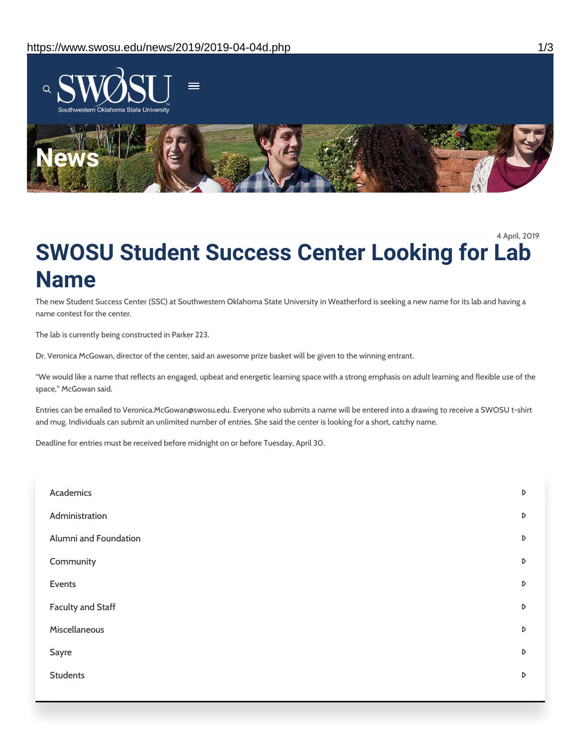# News

4 April, 2019

# SWOSU Student Success Center Looking for Lab Name

The new Student Success Center (SSC) at Southwestern Oklahoma State University in Weatherford is seeking a new name for its lab and having a name contest for the center.

The lab is currently being constructed in Parker 223.

Dr. Veronica McGowan, director of the center, said an awesome prize basket will be given to the winning entrant.

"We would like a name that reflects an engaged, upbeat and energetic learning space with a strong emphasis on adult learning and flexible use of the space," McGowan said.

Entries can be emailed to Veronica.McGowan@swosu.edu. Everyone who submits a name will be entered into a drawing to receive a SWOSU t-shirt and mug. Individuals can submit an unlimited number of entries. She said the center is looking for a short, catchy name.

Deadline for entries must be received before midnight on or before Tuesday, April 30.

- Academics
- Administration
- Alumni and Foundation
- Community
- Events
- Faculty and Staff
- Miscellaneous
- Sayre
- Students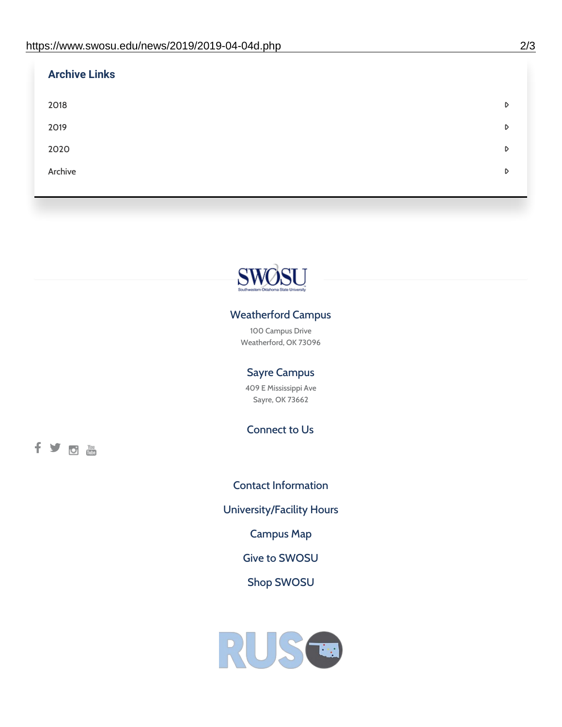## Archive Links

- 2018
- 2019
- 2020
- Archive

### Weatherford Campus

100 Campus Drive
Weatherford, OK 73096

### Sayre Campus

409 E Mississippi Ave
Sayre, OK 73662

### Connect to Us

Contact Information

University/Facility Hours

Campus Map

Give to SWOSU

Shop SWOSU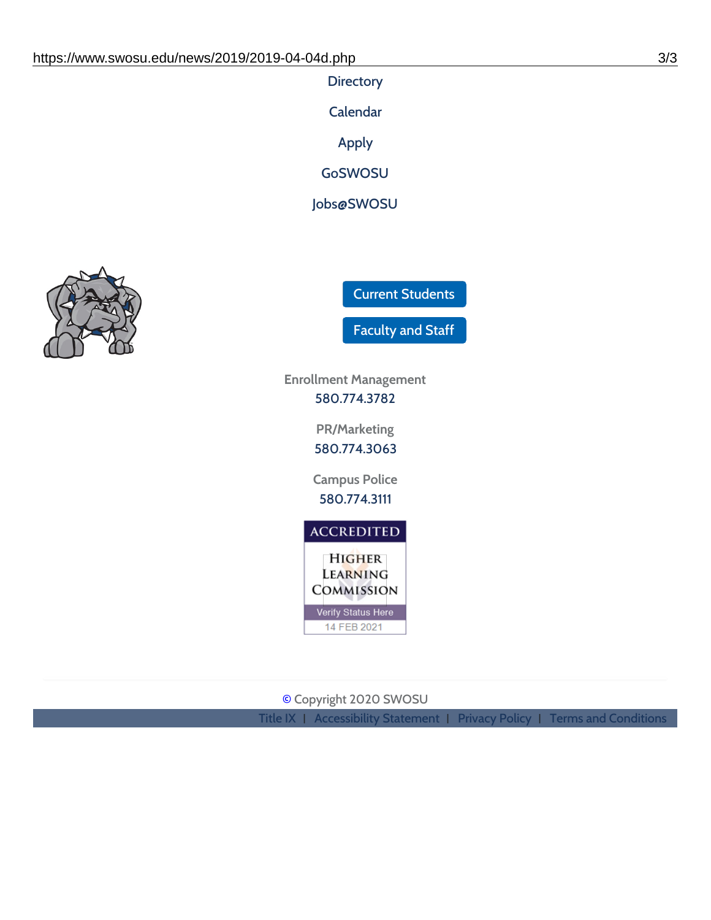Directory

Calendar

Apply

GoSWOSU

Jobs@SWOSU

Current Students

Faculty and Staff

Enrollment Management
580.774.3782

PR/Marketing
580.774.3063

Campus Police
580.774.3111

ACCREDITED
HIGHER LEARNING COMMISSION
Verify Status Here
14 FEB 2021

© Copyright 2020 SWOSU

Title IX | Accessibility Statement | Privacy Policy | Terms and Conditions